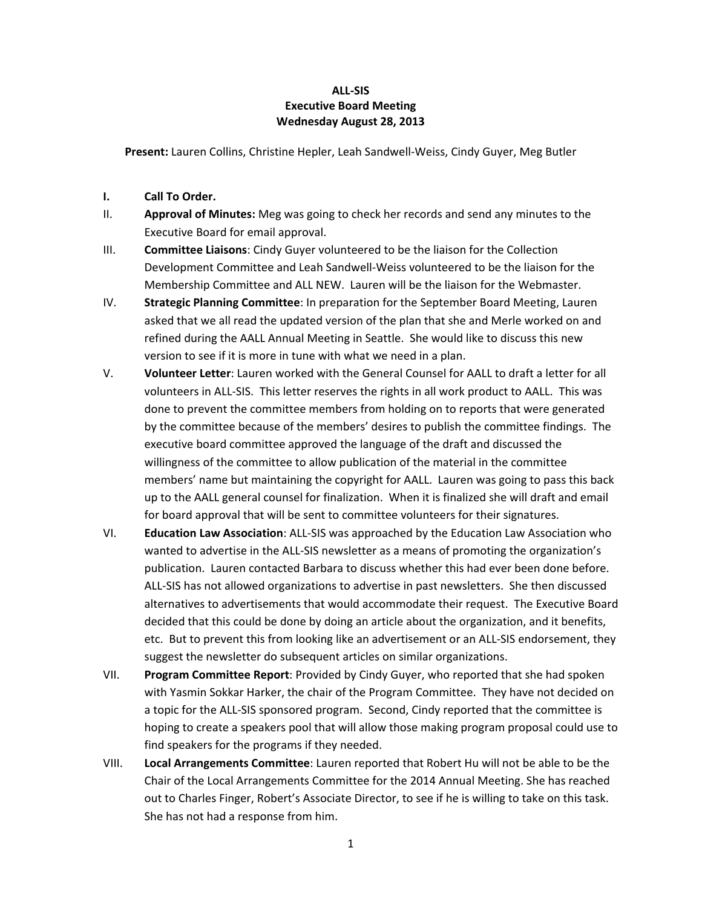**ALL-SIS**
**Executive Board Meeting**
**Wednesday August 28, 2013**

**Present:** Lauren Collins, Christine Hepler, Leah Sandwell-Weiss, Cindy Guyer, Meg Butler

I. **Call To Order.**

II. **Approval of Minutes:** Meg was going to check her records and send any minutes to the Executive Board for email approval.

III. **Committee Liaisons**: Cindy Guyer volunteered to be the liaison for the Collection Development Committee and Leah Sandwell-Weiss volunteered to be the liaison for the Membership Committee and ALL NEW. Lauren will be the liaison for the Webmaster.

IV. **Strategic Planning Committee**: In preparation for the September Board Meeting, Lauren asked that we all read the updated version of the plan that she and Merle worked on and refined during the AALL Annual Meeting in Seattle. She would like to discuss this new version to see if it is more in tune with what we need in a plan.

V. **Volunteer Letter**: Lauren worked with the General Counsel for AALL to draft a letter for all volunteers in ALL-SIS. This letter reserves the rights in all work product to AALL. This was done to prevent the committee members from holding on to reports that were generated by the committee because of the members' desires to publish the committee findings. The executive board committee approved the language of the draft and discussed the willingness of the committee to allow publication of the material in the committee members' name but maintaining the copyright for AALL. Lauren was going to pass this back up to the AALL general counsel for finalization. When it is finalized she will draft and email for board approval that will be sent to committee volunteers for their signatures.

VI. **Education Law Association**: ALL-SIS was approached by the Education Law Association who wanted to advertise in the ALL-SIS newsletter as a means of promoting the organization's publication. Lauren contacted Barbara to discuss whether this had ever been done before. ALL-SIS has not allowed organizations to advertise in past newsletters. She then discussed alternatives to advertisements that would accommodate their request. The Executive Board decided that this could be done by doing an article about the organization, and it benefits, etc. But to prevent this from looking like an advertisement or an ALL-SIS endorsement, they suggest the newsletter do subsequent articles on similar organizations.

VII. **Program Committee Report**: Provided by Cindy Guyer, who reported that she had spoken with Yasmin Sokkar Harker, the chair of the Program Committee. They have not decided on a topic for the ALL-SIS sponsored program. Second, Cindy reported that the committee is hoping to create a speakers pool that will allow those making program proposal could use to find speakers for the programs if they needed.

VIII. **Local Arrangements Committee**: Lauren reported that Robert Hu will not be able to be the Chair of the Local Arrangements Committee for the 2014 Annual Meeting. She has reached out to Charles Finger, Robert's Associate Director, to see if he is willing to take on this task. She has not had a response from him.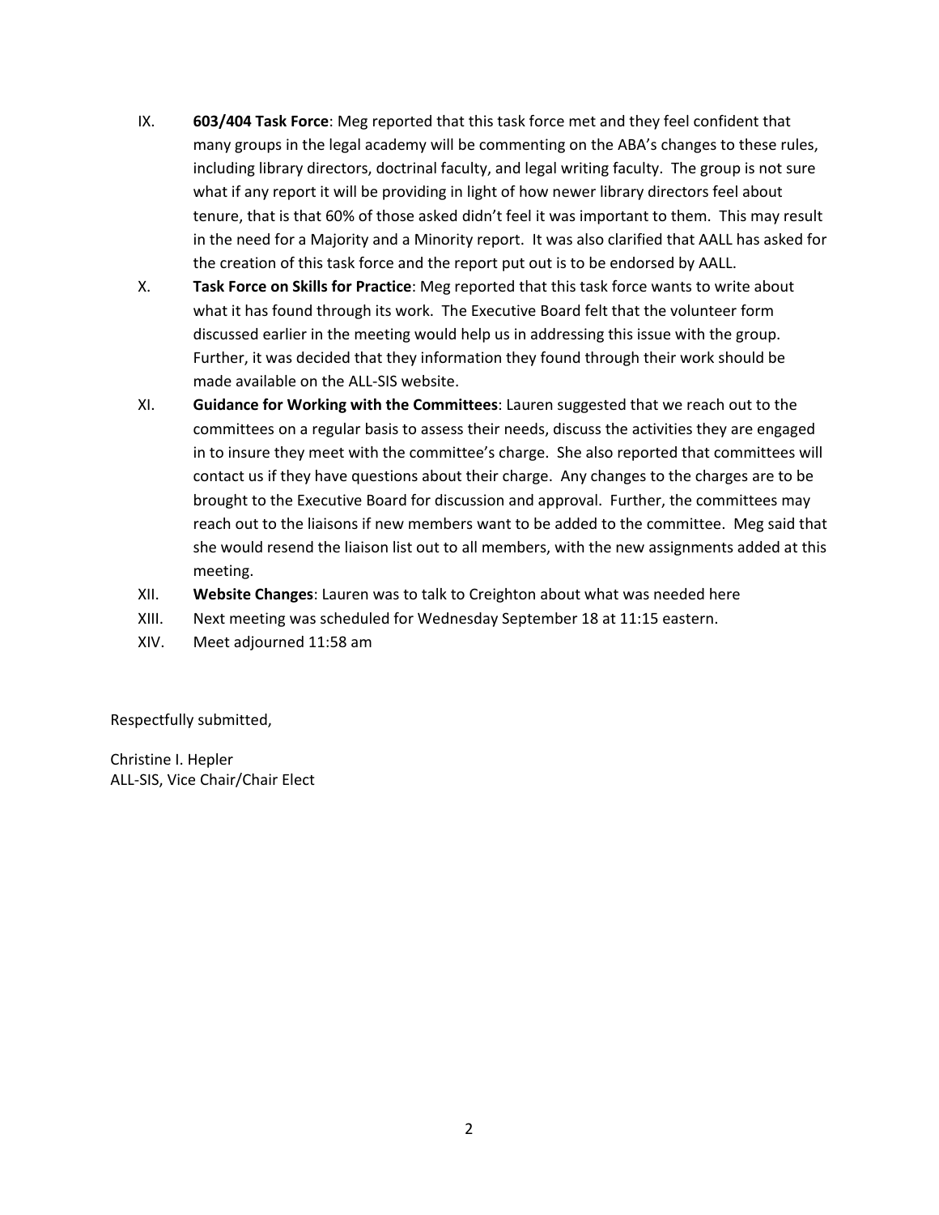IX. **603/404 Task Force**: Meg reported that this task force met and they feel confident that many groups in the legal academy will be commenting on the ABA's changes to these rules, including library directors, doctrinal faculty, and legal writing faculty. The group is not sure what if any report it will be providing in light of how newer library directors feel about tenure, that is that 60% of those asked didn't feel it was important to them. This may result in the need for a Majority and a Minority report. It was also clarified that AALL has asked for the creation of this task force and the report put out is to be endorsed by AALL.

X. **Task Force on Skills for Practice**: Meg reported that this task force wants to write about what it has found through its work. The Executive Board felt that the volunteer form discussed earlier in the meeting would help us in addressing this issue with the group. Further, it was decided that they information they found through their work should be made available on the ALL-SIS website.

XI. **Guidance for Working with the Committees**: Lauren suggested that we reach out to the committees on a regular basis to assess their needs, discuss the activities they are engaged in to insure they meet with the committee's charge. She also reported that committees will contact us if they have questions about their charge. Any changes to the charges are to be brought to the Executive Board for discussion and approval. Further, the committees may reach out to the liaisons if new members want to be added to the committee. Meg said that she would resend the liaison list out to all members, with the new assignments added at this meeting.

XII. **Website Changes**: Lauren was to talk to Creighton about what was needed here

XIII. Next meeting was scheduled for Wednesday September 18 at 11:15 eastern.

XIV. Meet adjourned 11:58 am

Respectfully submitted,

Christine I. Hepler
ALL-SIS, Vice Chair/Chair Elect